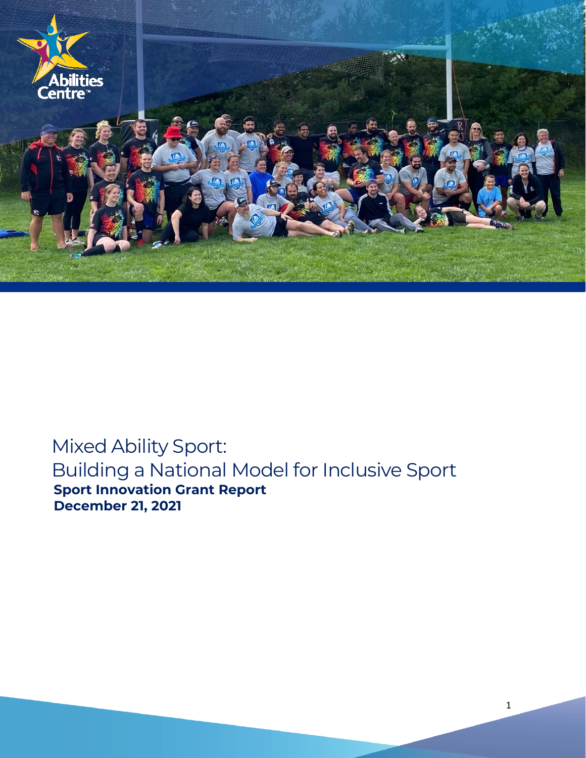Abilities Centre™

# Mixed Ability Sport: Building a National Model for Inclusive Sport

**Sport Innovation Grant Report**

**December 21, 2021**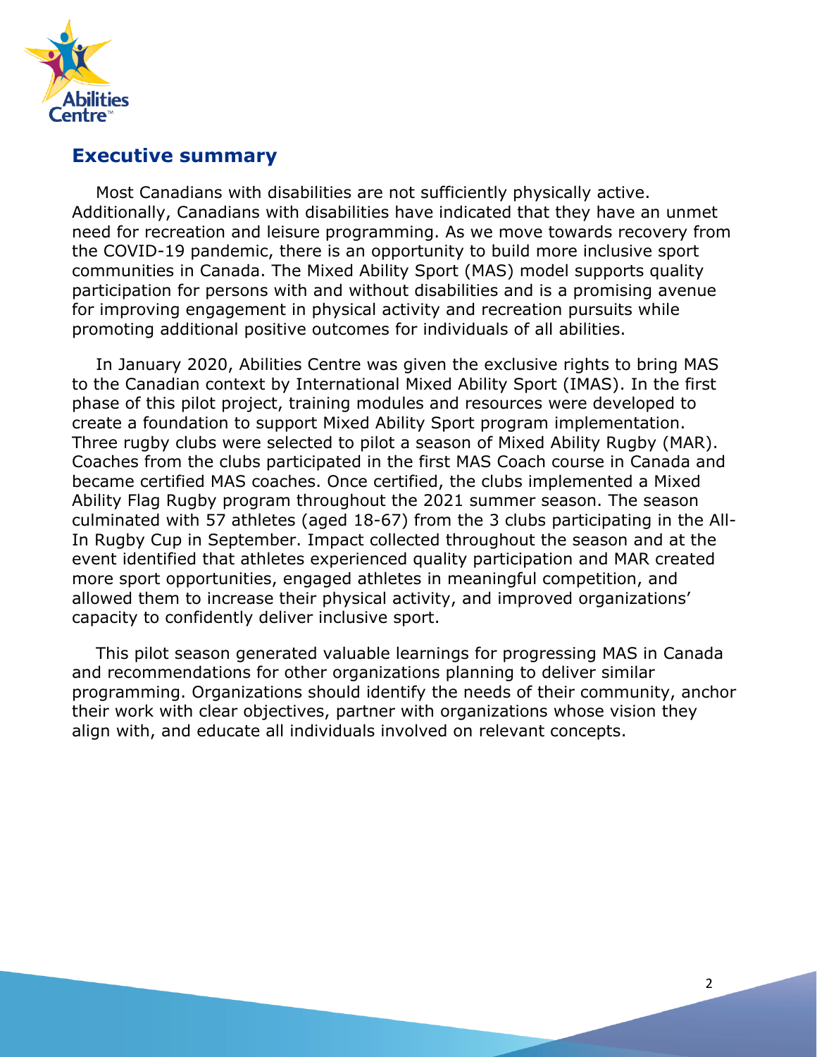## Executive summary

Most Canadians with disabilities are not sufficiently physically active. Additionally, Canadians with disabilities have indicated that they have an unmet need for recreation and leisure programming. As we move towards recovery from the COVID-19 pandemic, there is an opportunity to build more inclusive sport communities in Canada. The Mixed Ability Sport (MAS) model supports quality participation for persons with and without disabilities and is a promising avenue for improving engagement in physical activity and recreation pursuits while promoting additional positive outcomes for individuals of all abilities.

In January 2020, Abilities Centre was given the exclusive rights to bring MAS to the Canadian context by International Mixed Ability Sport (IMAS). In the first phase of this pilot project, training modules and resources were developed to create a foundation to support Mixed Ability Sport program implementation. Three rugby clubs were selected to pilot a season of Mixed Ability Rugby (MAR). Coaches from the clubs participated in the first MAS Coach course in Canada and became certified MAS coaches. Once certified, the clubs implemented a Mixed Ability Flag Rugby program throughout the 2021 summer season. The season culminated with 57 athletes (aged 18-67) from the 3 clubs participating in the All-In Rugby Cup in September. Impact collected throughout the season and at the event identified that athletes experienced quality participation and MAR created more sport opportunities, engaged athletes in meaningful competition, and allowed them to increase their physical activity, and improved organizations' capacity to confidently deliver inclusive sport.

This pilot season generated valuable learnings for progressing MAS in Canada and recommendations for other organizations planning to deliver similar programming. Organizations should identify the needs of their community, anchor their work with clear objectives, partner with organizations whose vision they align with, and educate all individuals involved on relevant concepts.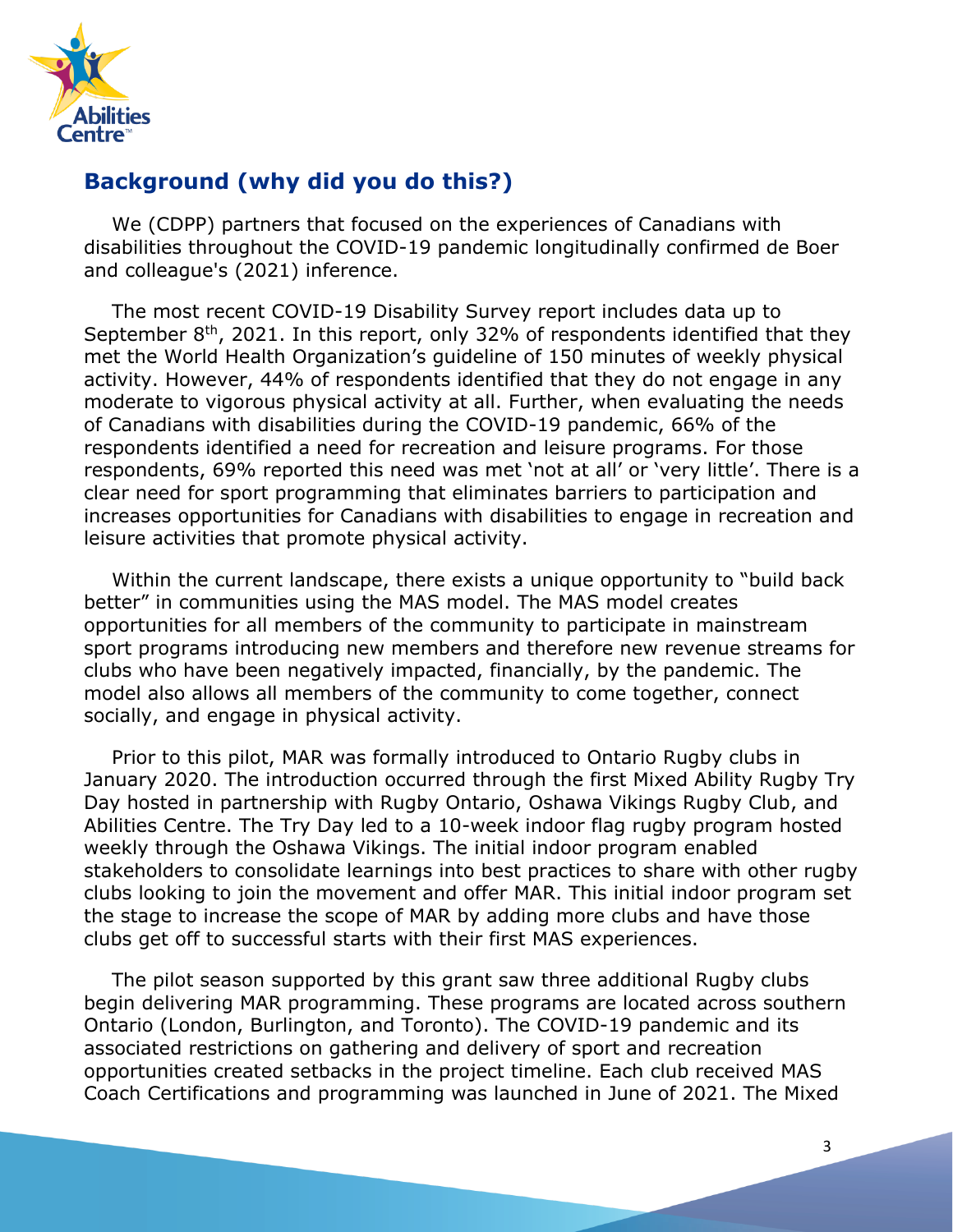## Background (why did you do this?)

We (CDPP) partners that focused on the experiences of Canadians with disabilities throughout the COVID-19 pandemic longitudinally confirmed de Boer and colleague's (2021) inference.

The most recent COVID-19 Disability Survey report includes data up to September 8th, 2021. In this report, only 32% of respondents identified that they met the World Health Organization's guideline of 150 minutes of weekly physical activity. However, 44% of respondents identified that they do not engage in any moderate to vigorous physical activity at all. Further, when evaluating the needs of Canadians with disabilities during the COVID-19 pandemic, 66% of the respondents identified a need for recreation and leisure programs. For those respondents, 69% reported this need was met 'not at all' or 'very little'. There is a clear need for sport programming that eliminates barriers to participation and increases opportunities for Canadians with disabilities to engage in recreation and leisure activities that promote physical activity.

Within the current landscape, there exists a unique opportunity to "build back better" in communities using the MAS model. The MAS model creates opportunities for all members of the community to participate in mainstream sport programs introducing new members and therefore new revenue streams for clubs who have been negatively impacted, financially, by the pandemic. The model also allows all members of the community to come together, connect socially, and engage in physical activity.

Prior to this pilot, MAR was formally introduced to Ontario Rugby clubs in January 2020. The introduction occurred through the first Mixed Ability Rugby Try Day hosted in partnership with Rugby Ontario, Oshawa Vikings Rugby Club, and Abilities Centre. The Try Day led to a 10-week indoor flag rugby program hosted weekly through the Oshawa Vikings. The initial indoor program enabled stakeholders to consolidate learnings into best practices to share with other rugby clubs looking to join the movement and offer MAR. This initial indoor program set the stage to increase the scope of MAR by adding more clubs and have those clubs get off to successful starts with their first MAS experiences.

The pilot season supported by this grant saw three additional Rugby clubs begin delivering MAR programming. These programs are located across southern Ontario (London, Burlington, and Toronto). The COVID-19 pandemic and its associated restrictions on gathering and delivery of sport and recreation opportunities created setbacks in the project timeline. Each club received MAS Coach Certifications and programming was launched in June of 2021. The Mixed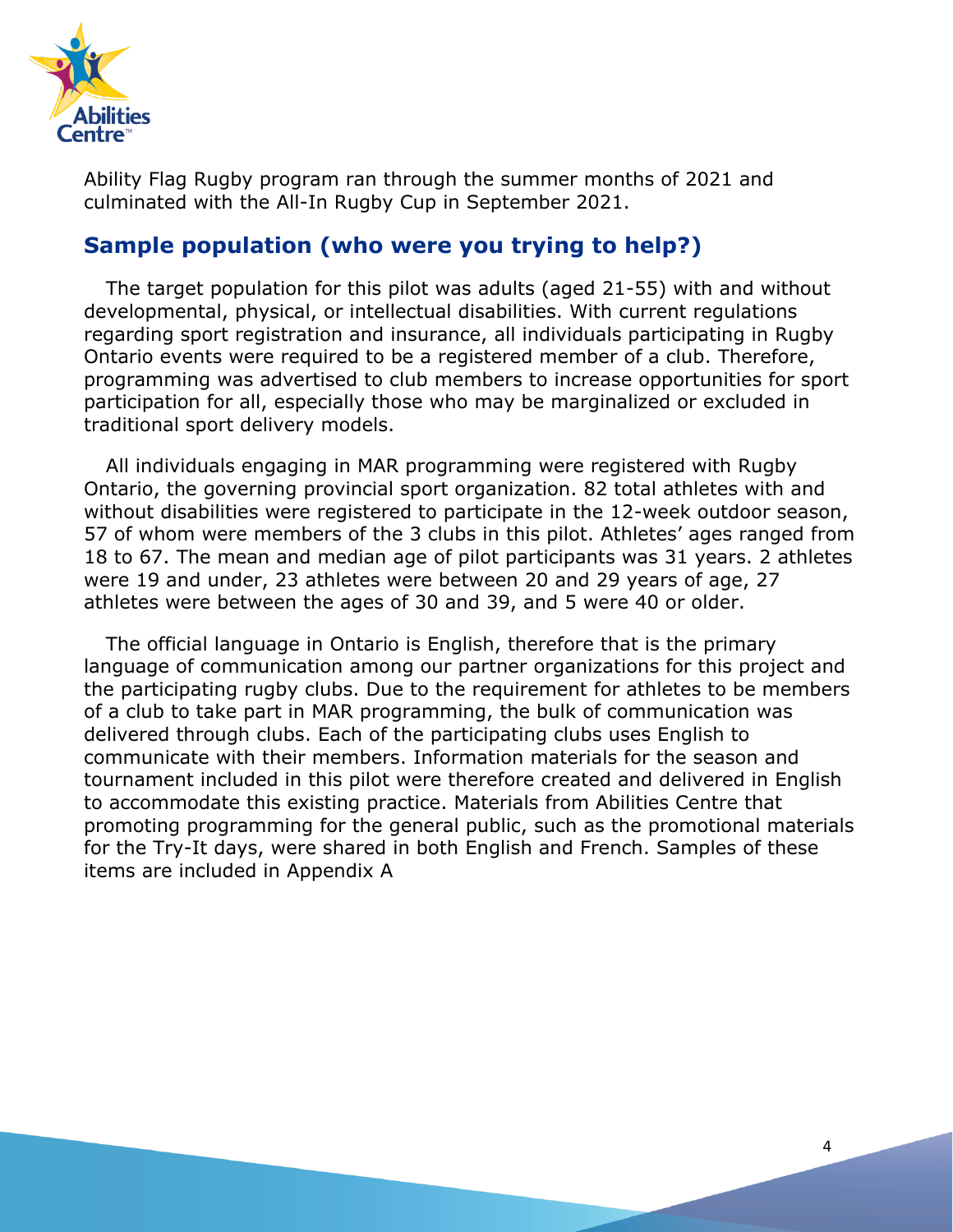Ability Flag Rugby program ran through the summer months of 2021 and culminated with the All-In Rugby Cup in September 2021.

## Sample population (who were you trying to help?)

The target population for this pilot was adults (aged 21-55) with and without developmental, physical, or intellectual disabilities. With current regulations regarding sport registration and insurance, all individuals participating in Rugby Ontario events were required to be a registered member of a club. Therefore, programming was advertised to club members to increase opportunities for sport participation for all, especially those who may be marginalized or excluded in traditional sport delivery models.

All individuals engaging in MAR programming were registered with Rugby Ontario, the governing provincial sport organization. 82 total athletes with and without disabilities were registered to participate in the 12-week outdoor season, 57 of whom were members of the 3 clubs in this pilot. Athletes' ages ranged from 18 to 67. The mean and median age of pilot participants was 31 years. 2 athletes were 19 and under, 23 athletes were between 20 and 29 years of age, 27 athletes were between the ages of 30 and 39, and 5 were 40 or older.

The official language in Ontario is English, therefore that is the primary language of communication among our partner organizations for this project and the participating rugby clubs. Due to the requirement for athletes to be members of a club to take part in MAR programming, the bulk of communication was delivered through clubs. Each of the participating clubs uses English to communicate with their members. Information materials for the season and tournament included in this pilot were therefore created and delivered in English to accommodate this existing practice. Materials from Abilities Centre that promoting programming for the general public, such as the promotional materials for the Try-It days, were shared in both English and French. Samples of these items are included in Appendix A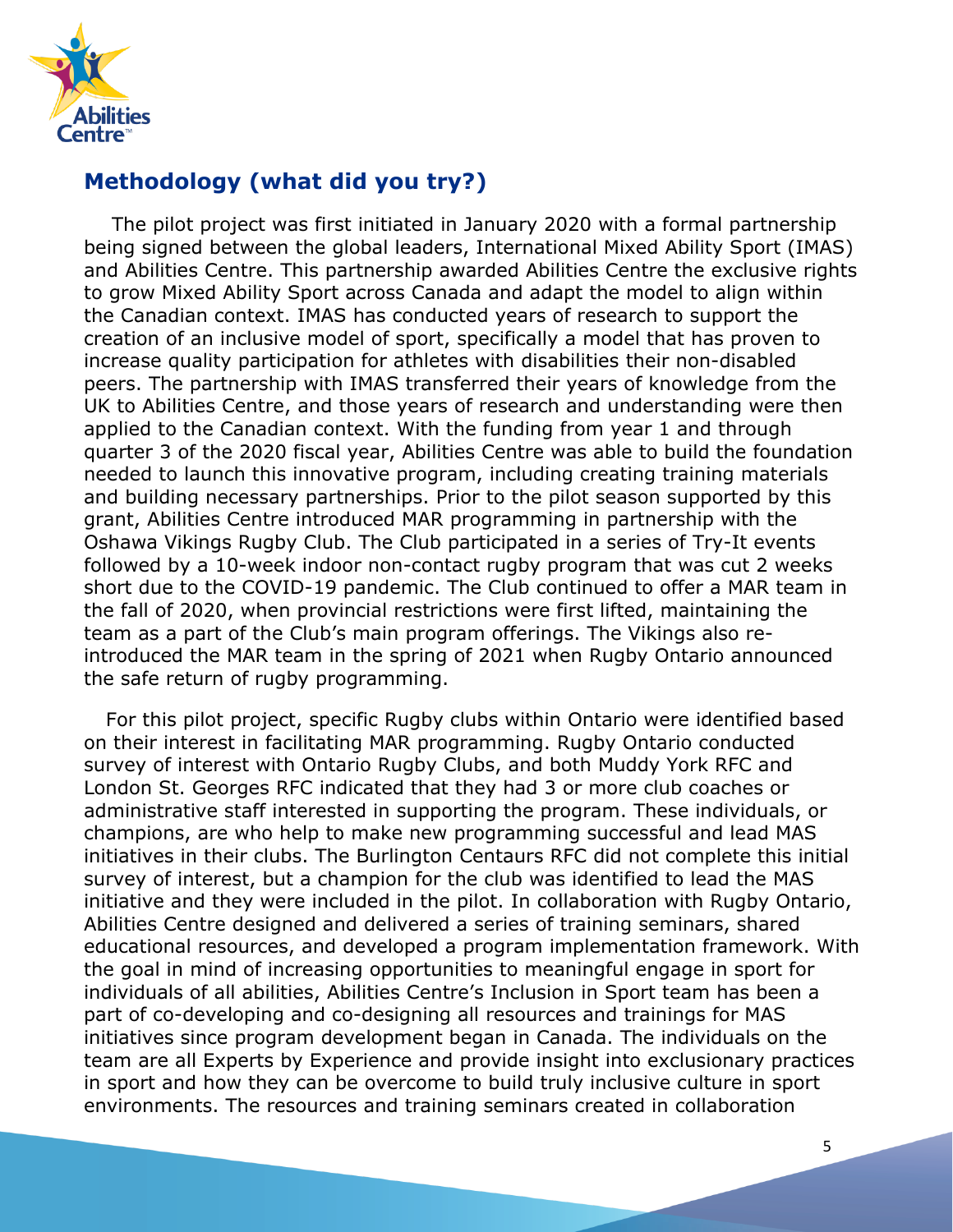## Methodology (what did you try?)

The pilot project was first initiated in January 2020 with a formal partnership being signed between the global leaders, International Mixed Ability Sport (IMAS) and Abilities Centre. This partnership awarded Abilities Centre the exclusive rights to grow Mixed Ability Sport across Canada and adapt the model to align within the Canadian context. IMAS has conducted years of research to support the creation of an inclusive model of sport, specifically a model that has proven to increase quality participation for athletes with disabilities their non-disabled peers. The partnership with IMAS transferred their years of knowledge from the UK to Abilities Centre, and those years of research and understanding were then applied to the Canadian context. With the funding from year 1 and through quarter 3 of the 2020 fiscal year, Abilities Centre was able to build the foundation needed to launch this innovative program, including creating training materials and building necessary partnerships. Prior to the pilot season supported by this grant, Abilities Centre introduced MAR programming in partnership with the Oshawa Vikings Rugby Club. The Club participated in a series of Try-It events followed by a 10-week indoor non-contact rugby program that was cut 2 weeks short due to the COVID-19 pandemic. The Club continued to offer a MAR team in the fall of 2020, when provincial restrictions were first lifted, maintaining the team as a part of the Club's main program offerings. The Vikings also re-introduced the MAR team in the spring of 2021 when Rugby Ontario announced the safe return of rugby programming.

For this pilot project, specific Rugby clubs within Ontario were identified based on their interest in facilitating MAR programming. Rugby Ontario conducted survey of interest with Ontario Rugby Clubs, and both Muddy York RFC and London St. Georges RFC indicated that they had 3 or more club coaches or administrative staff interested in supporting the program. These individuals, or champions, are who help to make new programming successful and lead MAS initiatives in their clubs. The Burlington Centaurs RFC did not complete this initial survey of interest, but a champion for the club was identified to lead the MAS initiative and they were included in the pilot. In collaboration with Rugby Ontario, Abilities Centre designed and delivered a series of training seminars, shared educational resources, and developed a program implementation framework. With the goal in mind of increasing opportunities to meaningful engage in sport for individuals of all abilities, Abilities Centre's Inclusion in Sport team has been a part of co-developing and co-designing all resources and trainings for MAS initiatives since program development began in Canada. The individuals on the team are all Experts by Experience and provide insight into exclusionary practices in sport and how they can be overcome to build truly inclusive culture in sport environments. The resources and training seminars created in collaboration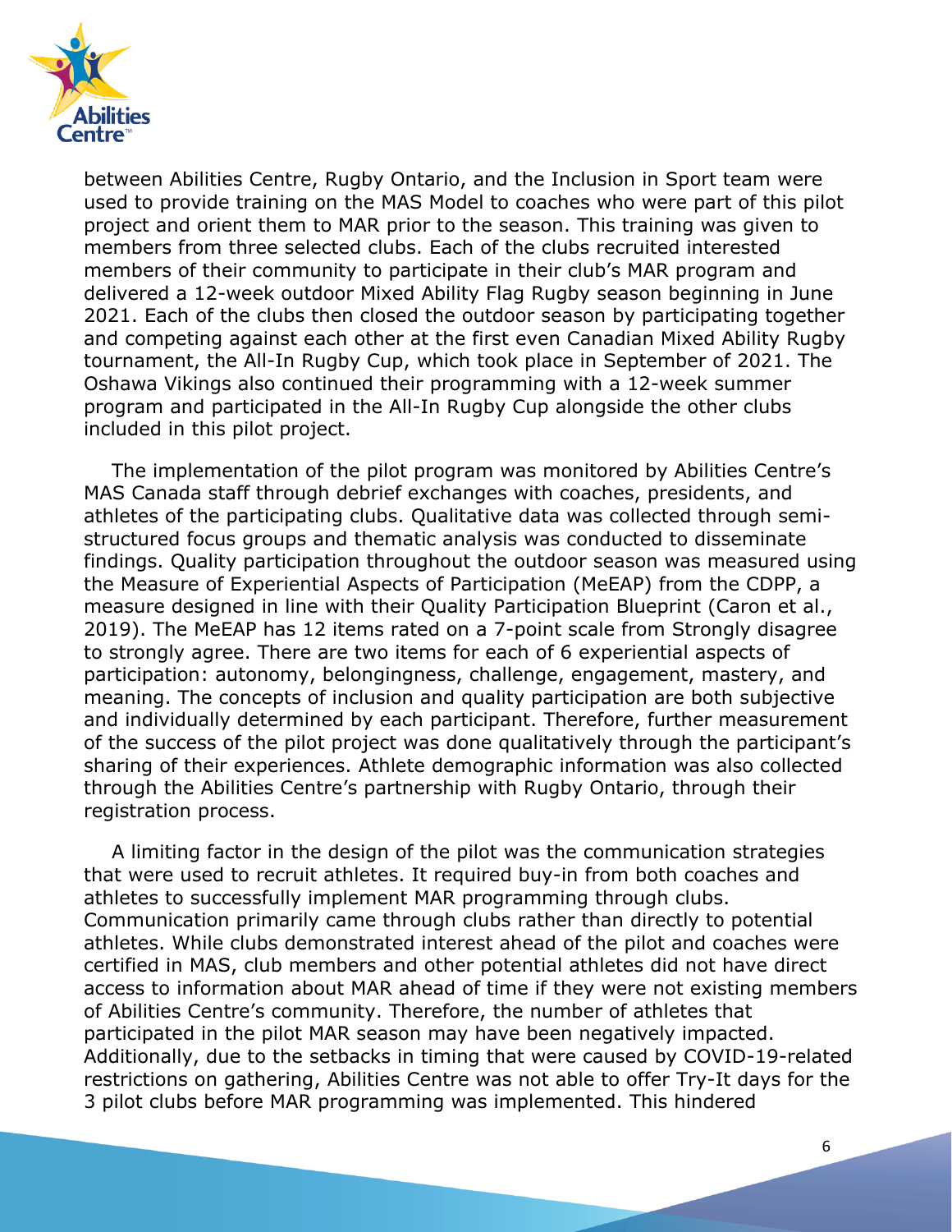between Abilities Centre, Rugby Ontario, and the Inclusion in Sport team were used to provide training on the MAS Model to coaches who were part of this pilot project and orient them to MAR prior to the season. This training was given to members from three selected clubs. Each of the clubs recruited interested members of their community to participate in their club's MAR program and delivered a 12-week outdoor Mixed Ability Flag Rugby season beginning in June 2021. Each of the clubs then closed the outdoor season by participating together and competing against each other at the first even Canadian Mixed Ability Rugby tournament, the All-In Rugby Cup, which took place in September of 2021. The Oshawa Vikings also continued their programming with a 12-week summer program and participated in the All-In Rugby Cup alongside the other clubs included in this pilot project.

The implementation of the pilot program was monitored by Abilities Centre's MAS Canada staff through debrief exchanges with coaches, presidents, and athletes of the participating clubs. Qualitative data was collected through semi-structured focus groups and thematic analysis was conducted to disseminate findings. Quality participation throughout the outdoor season was measured using the Measure of Experiential Aspects of Participation (MeEAP) from the CDPP, a measure designed in line with their Quality Participation Blueprint (Caron et al., 2019). The MeEAP has 12 items rated on a 7-point scale from Strongly disagree to strongly agree. There are two items for each of 6 experiential aspects of participation: autonomy, belongingness, challenge, engagement, mastery, and meaning. The concepts of inclusion and quality participation are both subjective and individually determined by each participant. Therefore, further measurement of the success of the pilot project was done qualitatively through the participant's sharing of their experiences. Athlete demographic information was also collected through the Abilities Centre's partnership with Rugby Ontario, through their registration process.

A limiting factor in the design of the pilot was the communication strategies that were used to recruit athletes. It required buy-in from both coaches and athletes to successfully implement MAR programming through clubs. Communication primarily came through clubs rather than directly to potential athletes. While clubs demonstrated interest ahead of the pilot and coaches were certified in MAS, club members and other potential athletes did not have direct access to information about MAR ahead of time if they were not existing members of Abilities Centre's community. Therefore, the number of athletes that participated in the pilot MAR season may have been negatively impacted. Additionally, due to the setbacks in timing that were caused by COVID-19-related restrictions on gathering, Abilities Centre was not able to offer Try-It days for the 3 pilot clubs before MAR programming was implemented. This hindered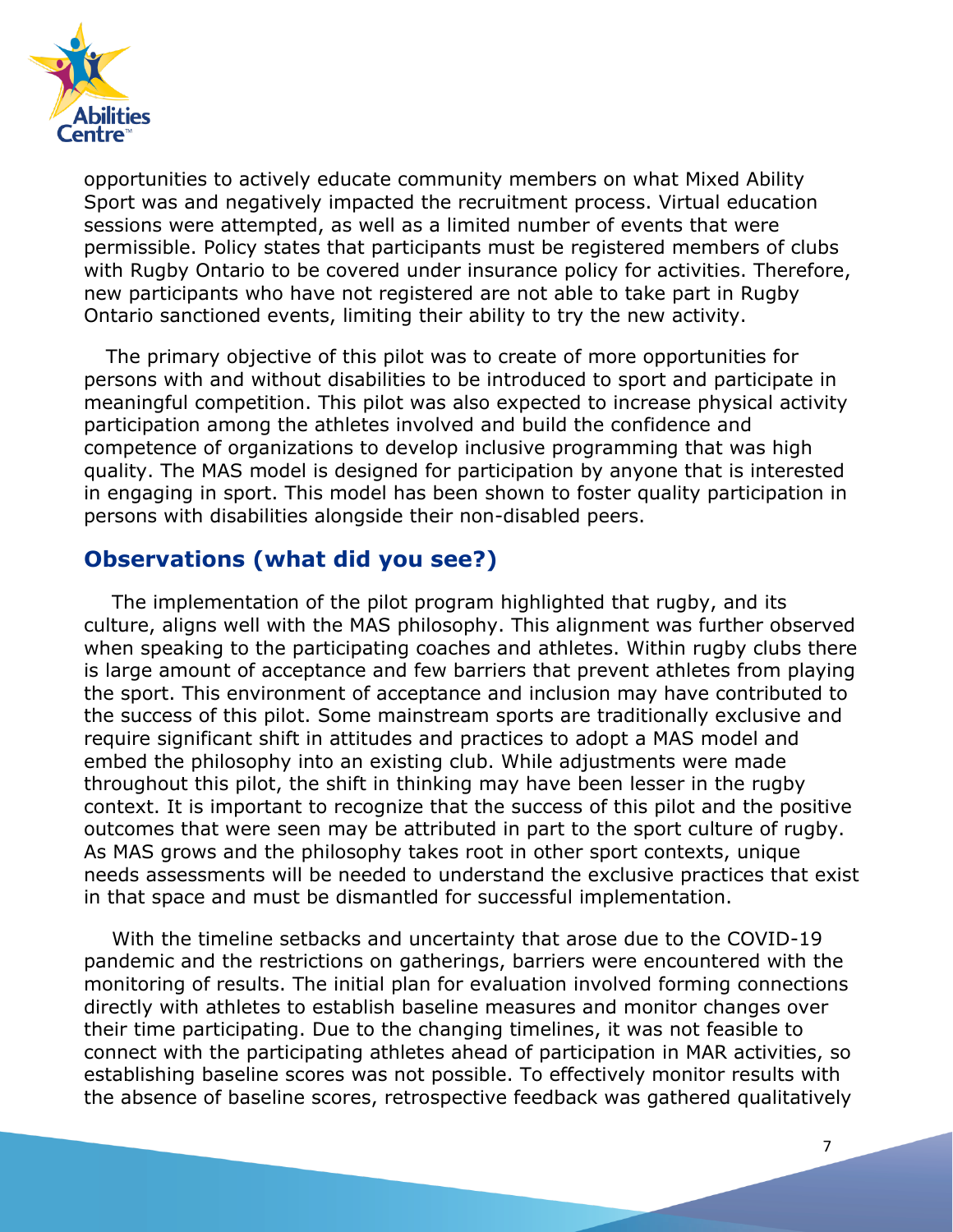opportunities to actively educate community members on what Mixed Ability Sport was and negatively impacted the recruitment process. Virtual education sessions were attempted, as well as a limited number of events that were permissible. Policy states that participants must be registered members of clubs with Rugby Ontario to be covered under insurance policy for activities. Therefore, new participants who have not registered are not able to take part in Rugby Ontario sanctioned events, limiting their ability to try the new activity.

The primary objective of this pilot was to create of more opportunities for persons with and without disabilities to be introduced to sport and participate in meaningful competition. This pilot was also expected to increase physical activity participation among the athletes involved and build the confidence and competence of organizations to develop inclusive programming that was high quality. The MAS model is designed for participation by anyone that is interested in engaging in sport. This model has been shown to foster quality participation in persons with disabilities alongside their non-disabled peers.

## Observations (what did you see?)

The implementation of the pilot program highlighted that rugby, and its culture, aligns well with the MAS philosophy. This alignment was further observed when speaking to the participating coaches and athletes. Within rugby clubs there is large amount of acceptance and few barriers that prevent athletes from playing the sport. This environment of acceptance and inclusion may have contributed to the success of this pilot. Some mainstream sports are traditionally exclusive and require significant shift in attitudes and practices to adopt a MAS model and embed the philosophy into an existing club. While adjustments were made throughout this pilot, the shift in thinking may have been lesser in the rugby context. It is important to recognize that the success of this pilot and the positive outcomes that were seen may be attributed in part to the sport culture of rugby. As MAS grows and the philosophy takes root in other sport contexts, unique needs assessments will be needed to understand the exclusive practices that exist in that space and must be dismantled for successful implementation.

With the timeline setbacks and uncertainty that arose due to the COVID-19 pandemic and the restrictions on gatherings, barriers were encountered with the monitoring of results. The initial plan for evaluation involved forming connections directly with athletes to establish baseline measures and monitor changes over their time participating. Due to the changing timelines, it was not feasible to connect with the participating athletes ahead of participation in MAR activities, so establishing baseline scores was not possible. To effectively monitor results with the absence of baseline scores, retrospective feedback was gathered qualitatively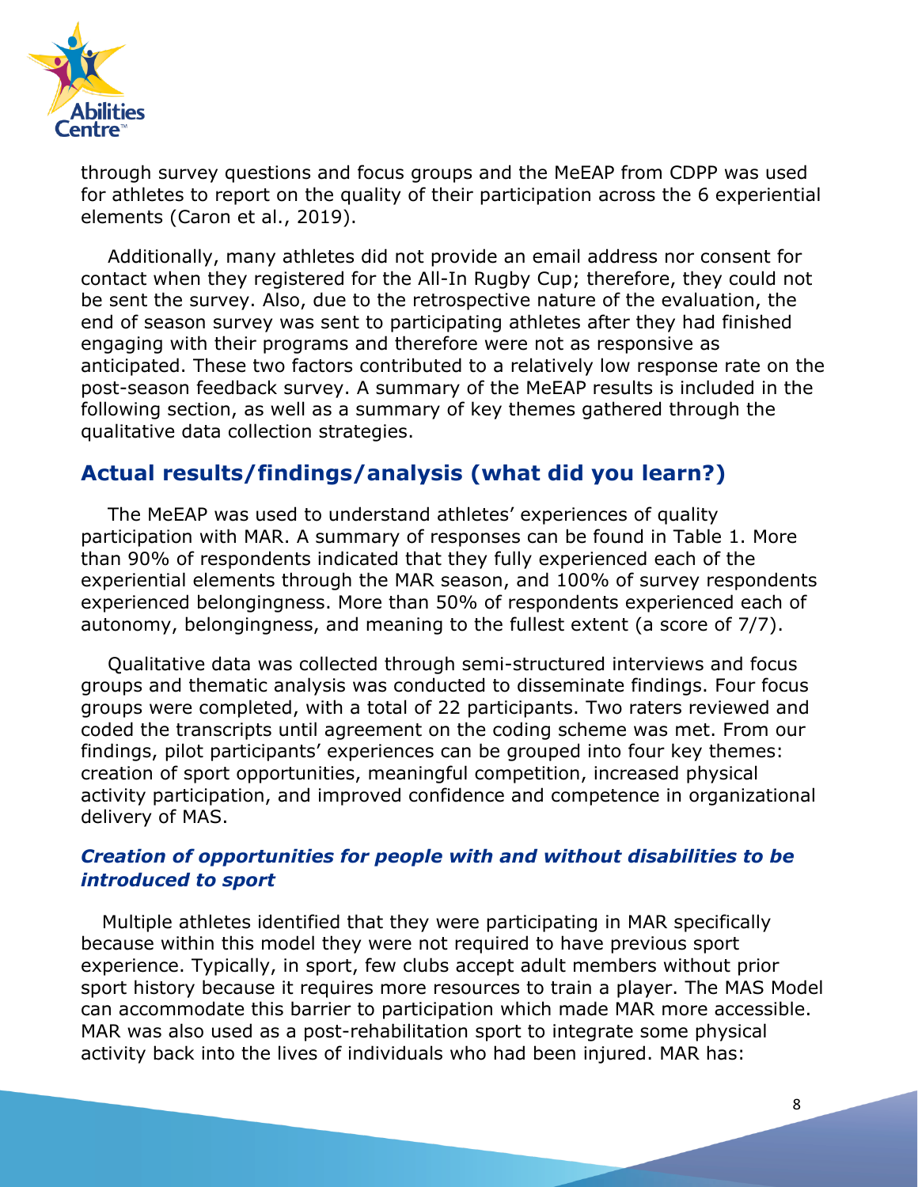through survey questions and focus groups and the MeEAP from CDPP was used for athletes to report on the quality of their participation across the 6 experiential elements (Caron et al., 2019).

Additionally, many athletes did not provide an email address nor consent for contact when they registered for the All-In Rugby Cup; therefore, they could not be sent the survey. Also, due to the retrospective nature of the evaluation, the end of season survey was sent to participating athletes after they had finished engaging with their programs and therefore were not as responsive as anticipated. These two factors contributed to a relatively low response rate on the post-season feedback survey. A summary of the MeEAP results is included in the following section, as well as a summary of key themes gathered through the qualitative data collection strategies.

## Actual results/findings/analysis (what did you learn?)

The MeEAP was used to understand athletes' experiences of quality participation with MAR. A summary of responses can be found in Table 1. More than 90% of respondents indicated that they fully experienced each of the experiential elements through the MAR season, and 100% of survey respondents experienced belongingness. More than 50% of respondents experienced each of autonomy, belongingness, and meaning to the fullest extent (a score of 7/7).

Qualitative data was collected through semi-structured interviews and focus groups and thematic analysis was conducted to disseminate findings. Four focus groups were completed, with a total of 22 participants. Two raters reviewed and coded the transcripts until agreement on the coding scheme was met. From our findings, pilot participants' experiences can be grouped into four key themes: creation of sport opportunities, meaningful competition, increased physical activity participation, and improved confidence and competence in organizational delivery of MAS.

### *Creation of opportunities for people with and without disabilities to be introduced to sport*

Multiple athletes identified that they were participating in MAR specifically because within this model they were not required to have previous sport experience. Typically, in sport, few clubs accept adult members without prior sport history because it requires more resources to train a player. The MAS Model can accommodate this barrier to participation which made MAR more accessible. MAR was also used as a post-rehabilitation sport to integrate some physical activity back into the lives of individuals who had been injured. MAR has: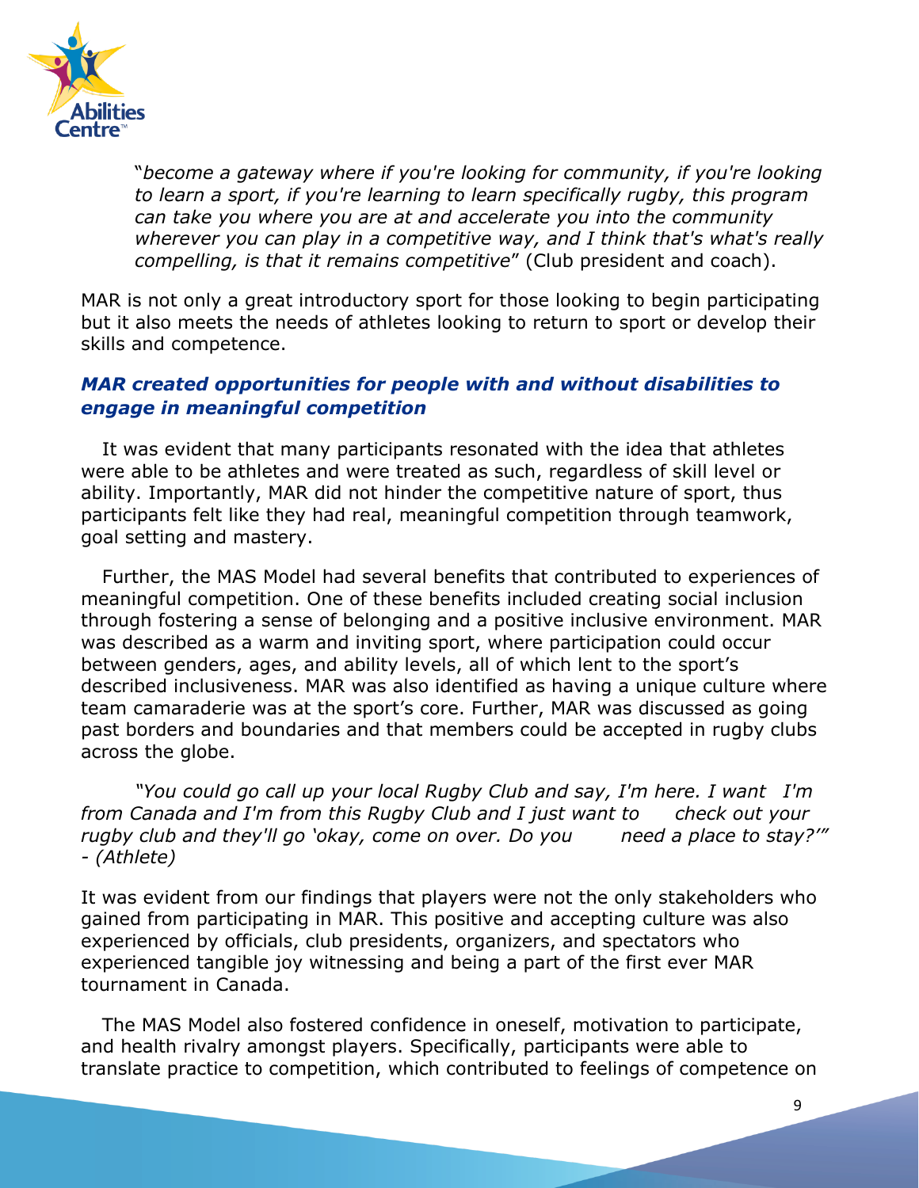"*become a gateway where if you're looking for community, if you're looking to learn a sport, if you're learning to learn specifically rugby, this program can take you where you are at and accelerate you into the community wherever you can play in a competitive way, and I think that's what's really compelling, is that it remains competitive*" (Club president and coach).

MAR is not only a great introductory sport for those looking to begin participating but it also meets the needs of athletes looking to return to sport or develop their skills and competence.

### *MAR created opportunities for people with and without disabilities to engage in meaningful competition*

It was evident that many participants resonated with the idea that athletes were able to be athletes and were treated as such, regardless of skill level or ability. Importantly, MAR did not hinder the competitive nature of sport, thus participants felt like they had real, meaningful competition through teamwork, goal setting and mastery.

Further, the MAS Model had several benefits that contributed to experiences of meaningful competition. One of these benefits included creating social inclusion through fostering a sense of belonging and a positive inclusive environment. MAR was described as a warm and inviting sport, where participation could occur between genders, ages, and ability levels, all of which lent to the sport's described inclusiveness. MAR was also identified as having a unique culture where team camaraderie was at the sport's core. Further, MAR was discussed as going past borders and boundaries and that members could be accepted in rugby clubs across the globe.

*"You could go call up your local Rugby Club and say, I'm here. I want I'm from Canada and I'm from this Rugby Club and I just want to check out your rugby club and they'll go 'okay, come on over. Do you need a place to stay?'" - (Athlete)*

It was evident from our findings that players were not the only stakeholders who gained from participating in MAR. This positive and accepting culture was also experienced by officials, club presidents, organizers, and spectators who experienced tangible joy witnessing and being a part of the first ever MAR tournament in Canada.

The MAS Model also fostered confidence in oneself, motivation to participate, and health rivalry amongst players. Specifically, participants were able to translate practice to competition, which contributed to feelings of competence on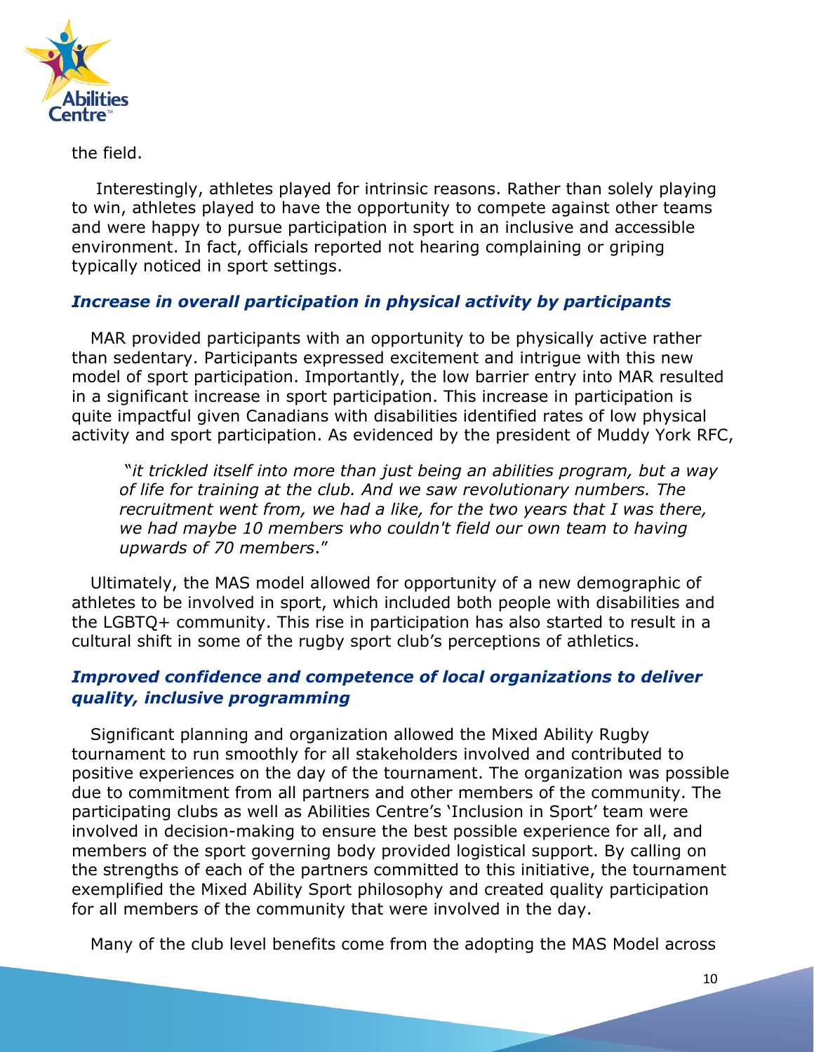the field.

Interestingly, athletes played for intrinsic reasons. Rather than solely playing to win, athletes played to have the opportunity to compete against other teams and were happy to pursue participation in sport in an inclusive and accessible environment. In fact, officials reported not hearing complaining or griping typically noticed in sport settings.

### *Increase in overall participation in physical activity by participants*

MAR provided participants with an opportunity to be physically active rather than sedentary. Participants expressed excitement and intrigue with this new model of sport participation. Importantly, the low barrier entry into MAR resulted in a significant increase in sport participation. This increase in participation is quite impactful given Canadians with disabilities identified rates of low physical activity and sport participation. As evidenced by the president of Muddy York RFC,

> "*it trickled itself into more than just being an abilities program, but a way of life for training at the club. And we saw revolutionary numbers. The recruitment went from, we had a like, for the two years that I was there, we had maybe 10 members who couldn't field our own team to having upwards of 70 members*."

Ultimately, the MAS model allowed for opportunity of a new demographic of athletes to be involved in sport, which included both people with disabilities and the LGBTQ+ community. This rise in participation has also started to result in a cultural shift in some of the rugby sport club's perceptions of athletics.

### *Improved confidence and competence of local organizations to deliver quality, inclusive programming*

Significant planning and organization allowed the Mixed Ability Rugby tournament to run smoothly for all stakeholders involved and contributed to positive experiences on the day of the tournament. The organization was possible due to commitment from all partners and other members of the community. The participating clubs as well as Abilities Centre's 'Inclusion in Sport' team were involved in decision-making to ensure the best possible experience for all, and members of the sport governing body provided logistical support. By calling on the strengths of each of the partners committed to this initiative, the tournament exemplified the Mixed Ability Sport philosophy and created quality participation for all members of the community that were involved in the day.

Many of the club level benefits come from the adopting the MAS Model across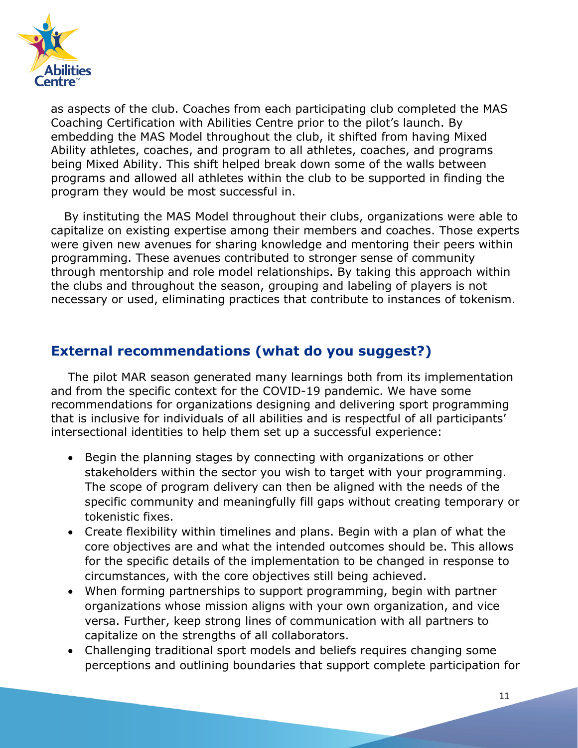as aspects of the club. Coaches from each participating club completed the MAS Coaching Certification with Abilities Centre prior to the pilot's launch. By embedding the MAS Model throughout the club, it shifted from having Mixed Ability athletes, coaches, and program to all athletes, coaches, and programs being Mixed Ability. This shift helped break down some of the walls between programs and allowed all athletes within the club to be supported in finding the program they would be most successful in.

By instituting the MAS Model throughout their clubs, organizations were able to capitalize on existing expertise among their members and coaches. Those experts were given new avenues for sharing knowledge and mentoring their peers within programming. These avenues contributed to stronger sense of community through mentorship and role model relationships. By taking this approach within the clubs and throughout the season, grouping and labeling of players is not necessary or used, eliminating practices that contribute to instances of tokenism.

## External recommendations (what do you suggest?)

The pilot MAR season generated many learnings both from its implementation and from the specific context for the COVID-19 pandemic. We have some recommendations for organizations designing and delivering sport programming that is inclusive for individuals of all abilities and is respectful of all participants' intersectional identities to help them set up a successful experience:

- Begin the planning stages by connecting with organizations or other stakeholders within the sector you wish to target with your programming. The scope of program delivery can then be aligned with the needs of the specific community and meaningfully fill gaps without creating temporary or tokenistic fixes.
- Create flexibility within timelines and plans. Begin with a plan of what the core objectives are and what the intended outcomes should be. This allows for the specific details of the implementation to be changed in response to circumstances, with the core objectives still being achieved.
- When forming partnerships to support programming, begin with partner organizations whose mission aligns with your own organization, and vice versa. Further, keep strong lines of communication with all partners to capitalize on the strengths of all collaborators.
- Challenging traditional sport models and beliefs requires changing some perceptions and outlining boundaries that support complete participation for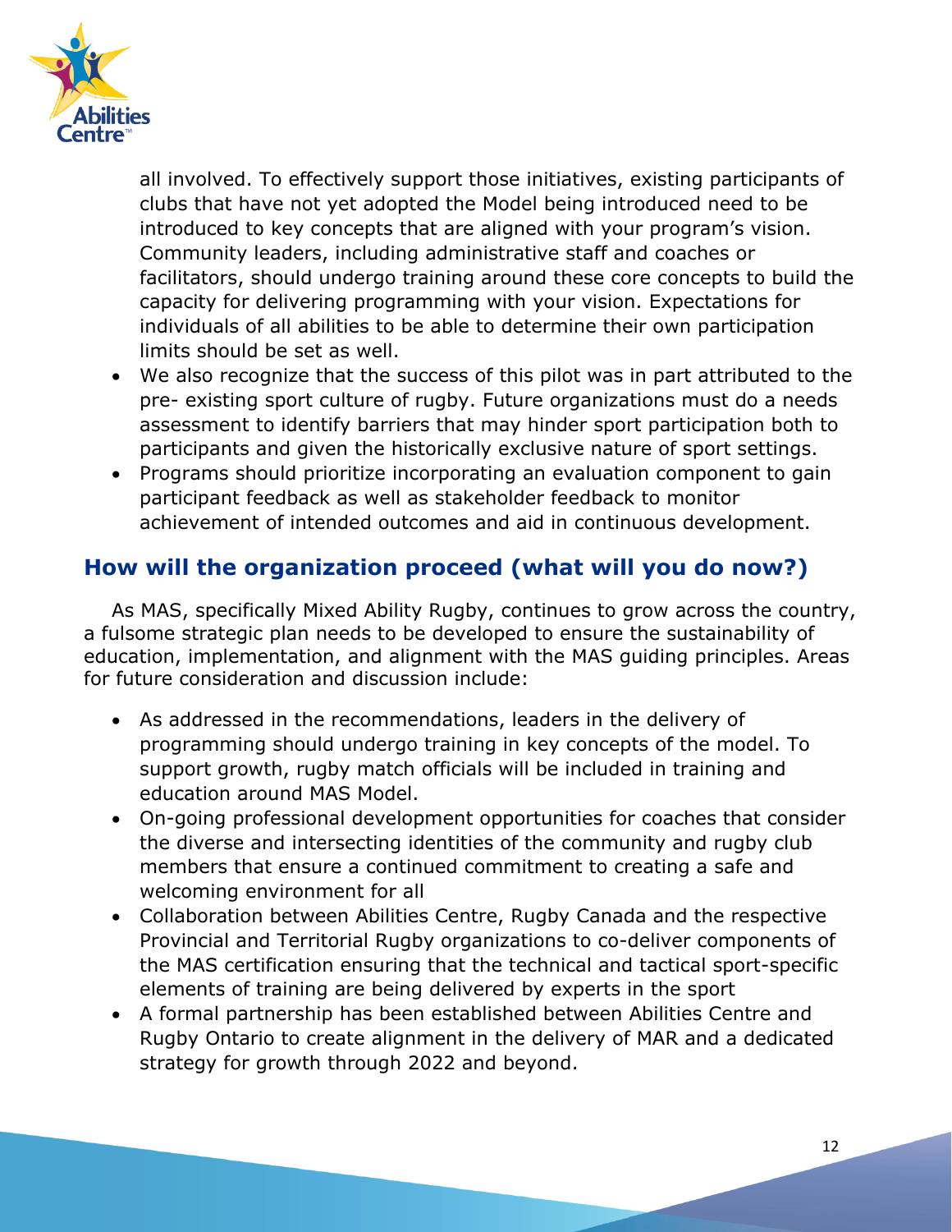all involved. To effectively support those initiatives, existing participants of clubs that have not yet adopted the Model being introduced need to be introduced to key concepts that are aligned with your program's vision. Community leaders, including administrative staff and coaches or facilitators, should undergo training around these core concepts to build the capacity for delivering programming with your vision. Expectations for individuals of all abilities to be able to determine their own participation limits should be set as well.

- We also recognize that the success of this pilot was in part attributed to the pre- existing sport culture of rugby. Future organizations must do a needs assessment to identify barriers that may hinder sport participation both to participants and given the historically exclusive nature of sport settings.
- Programs should prioritize incorporating an evaluation component to gain participant feedback as well as stakeholder feedback to monitor achievement of intended outcomes and aid in continuous development.

## How will the organization proceed (what will you do now?)

As MAS, specifically Mixed Ability Rugby, continues to grow across the country, a fulsome strategic plan needs to be developed to ensure the sustainability of education, implementation, and alignment with the MAS guiding principles. Areas for future consideration and discussion include:

- As addressed in the recommendations, leaders in the delivery of programming should undergo training in key concepts of the model. To support growth, rugby match officials will be included in training and education around MAS Model.
- On-going professional development opportunities for coaches that consider the diverse and intersecting identities of the community and rugby club members that ensure a continued commitment to creating a safe and welcoming environment for all
- Collaboration between Abilities Centre, Rugby Canada and the respective Provincial and Territorial Rugby organizations to co-deliver components of the MAS certification ensuring that the technical and tactical sport-specific elements of training are being delivered by experts in the sport
- A formal partnership has been established between Abilities Centre and Rugby Ontario to create alignment in the delivery of MAR and a dedicated strategy for growth through 2022 and beyond.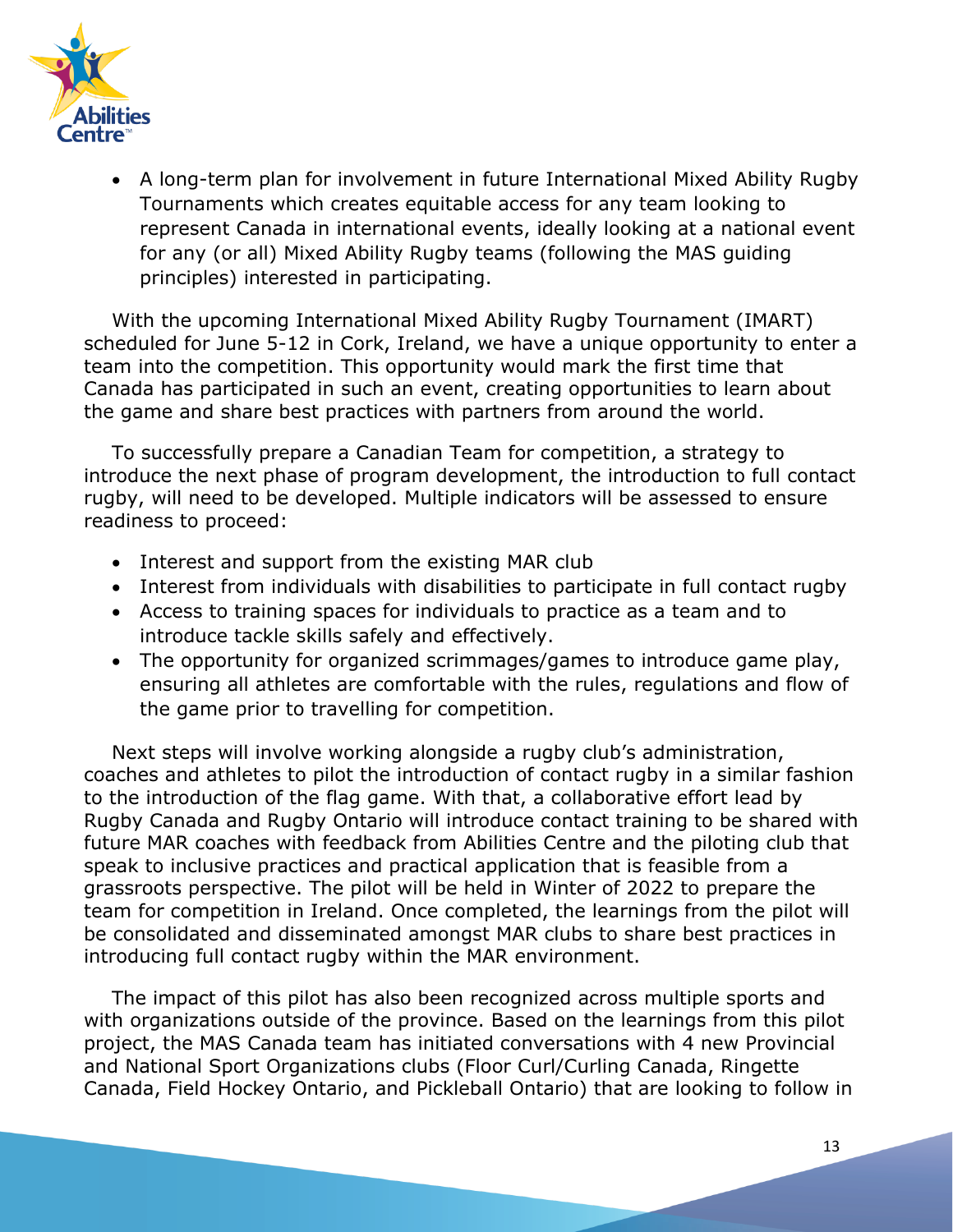- A long-term plan for involvement in future International Mixed Ability Rugby Tournaments which creates equitable access for any team looking to represent Canada in international events, ideally looking at a national event for any (or all) Mixed Ability Rugby teams (following the MAS guiding principles) interested in participating.

With the upcoming International Mixed Ability Rugby Tournament (IMART) scheduled for June 5-12 in Cork, Ireland, we have a unique opportunity to enter a team into the competition. This opportunity would mark the first time that Canada has participated in such an event, creating opportunities to learn about the game and share best practices with partners from around the world.

To successfully prepare a Canadian Team for competition, a strategy to introduce the next phase of program development, the introduction to full contact rugby, will need to be developed. Multiple indicators will be assessed to ensure readiness to proceed:

- Interest and support from the existing MAR club
- Interest from individuals with disabilities to participate in full contact rugby
- Access to training spaces for individuals to practice as a team and to introduce tackle skills safely and effectively.
- The opportunity for organized scrimmages/games to introduce game play, ensuring all athletes are comfortable with the rules, regulations and flow of the game prior to travelling for competition.

Next steps will involve working alongside a rugby club's administration, coaches and athletes to pilot the introduction of contact rugby in a similar fashion to the introduction of the flag game. With that, a collaborative effort lead by Rugby Canada and Rugby Ontario will introduce contact training to be shared with future MAR coaches with feedback from Abilities Centre and the piloting club that speak to inclusive practices and practical application that is feasible from a grassroots perspective. The pilot will be held in Winter of 2022 to prepare the team for competition in Ireland. Once completed, the learnings from the pilot will be consolidated and disseminated amongst MAR clubs to share best practices in introducing full contact rugby within the MAR environment.

The impact of this pilot has also been recognized across multiple sports and with organizations outside of the province. Based on the learnings from this pilot project, the MAS Canada team has initiated conversations with 4 new Provincial and National Sport Organizations clubs (Floor Curl/Curling Canada, Ringette Canada, Field Hockey Ontario, and Pickleball Ontario) that are looking to follow in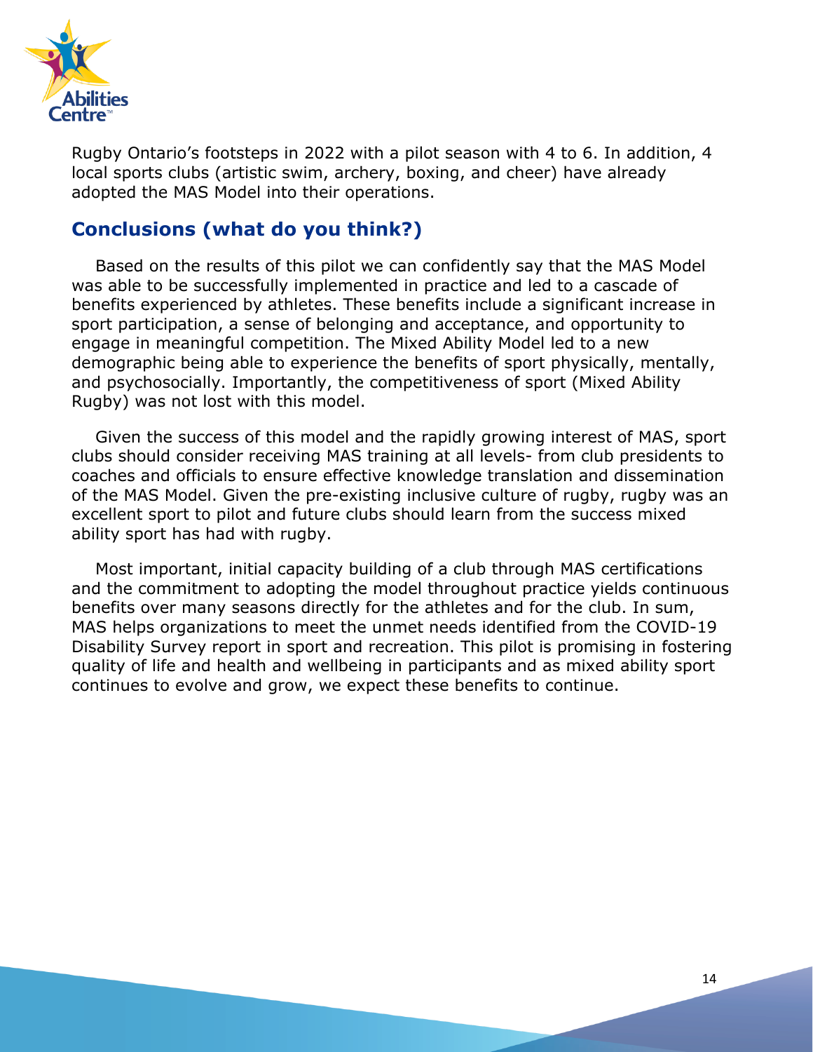Rugby Ontario's footsteps in 2022 with a pilot season with 4 to 6. In addition, 4 local sports clubs (artistic swim, archery, boxing, and cheer) have already adopted the MAS Model into their operations.

## Conclusions (what do you think?)

Based on the results of this pilot we can confidently say that the MAS Model was able to be successfully implemented in practice and led to a cascade of benefits experienced by athletes. These benefits include a significant increase in sport participation, a sense of belonging and acceptance, and opportunity to engage in meaningful competition. The Mixed Ability Model led to a new demographic being able to experience the benefits of sport physically, mentally, and psychosocially. Importantly, the competitiveness of sport (Mixed Ability Rugby) was not lost with this model.

Given the success of this model and the rapidly growing interest of MAS, sport clubs should consider receiving MAS training at all levels- from club presidents to coaches and officials to ensure effective knowledge translation and dissemination of the MAS Model. Given the pre-existing inclusive culture of rugby, rugby was an excellent sport to pilot and future clubs should learn from the success mixed ability sport has had with rugby.

Most important, initial capacity building of a club through MAS certifications and the commitment to adopting the model throughout practice yields continuous benefits over many seasons directly for the athletes and for the club. In sum, MAS helps organizations to meet the unmet needs identified from the COVID-19 Disability Survey report in sport and recreation. This pilot is promising in fostering quality of life and health and wellbeing in participants and as mixed ability sport continues to evolve and grow, we expect these benefits to continue.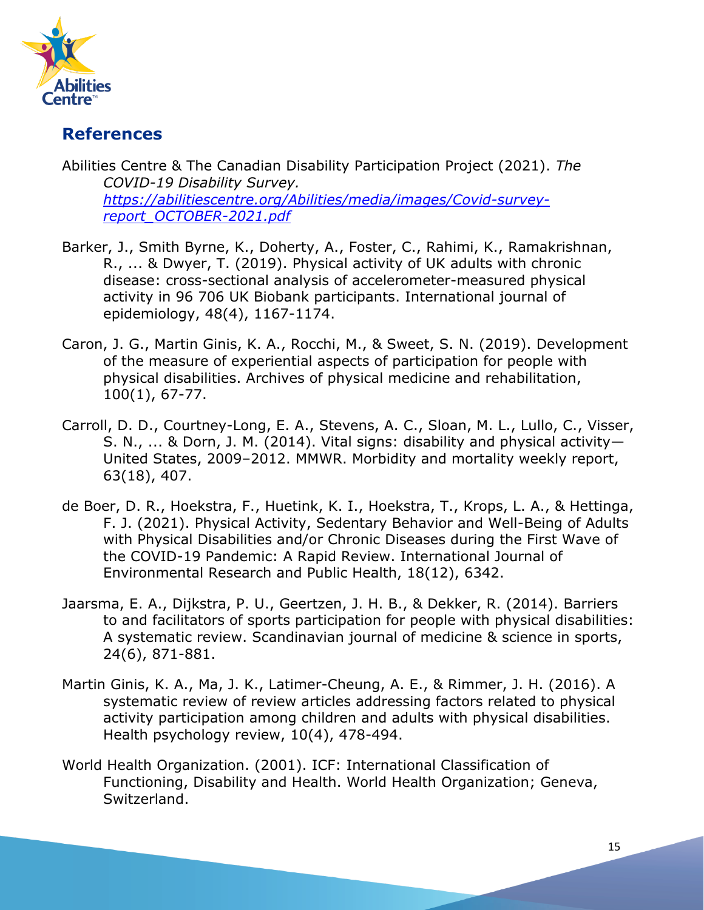## References

Abilities Centre & The Canadian Disability Participation Project (2021). *The COVID-19 Disability Survey.* [https://abilitiescentre.org/Abilities/media/images/Covid-survey-report_OCTOBER-2021.pdf](https://abilitiescentre.org/Abilities/media/images/Covid-survey-report_OCTOBER-2021.pdf)

Barker, J., Smith Byrne, K., Doherty, A., Foster, C., Rahimi, K., Ramakrishnan, R., ... & Dwyer, T. (2019). Physical activity of UK adults with chronic disease: cross-sectional analysis of accelerometer-measured physical activity in 96 706 UK Biobank participants. International journal of epidemiology, 48(4), 1167-1174.

Caron, J. G., Martin Ginis, K. A., Rocchi, M., & Sweet, S. N. (2019). Development of the measure of experiential aspects of participation for people with physical disabilities. Archives of physical medicine and rehabilitation, 100(1), 67-77.

Carroll, D. D., Courtney-Long, E. A., Stevens, A. C., Sloan, M. L., Lullo, C., Visser, S. N., ... & Dorn, J. M. (2014). Vital signs: disability and physical activity—United States, 2009–2012. MMWR. Morbidity and mortality weekly report, 63(18), 407.

de Boer, D. R., Hoekstra, F., Huetink, K. I., Hoekstra, T., Krops, L. A., & Hettinga, F. J. (2021). Physical Activity, Sedentary Behavior and Well-Being of Adults with Physical Disabilities and/or Chronic Diseases during the First Wave of the COVID-19 Pandemic: A Rapid Review. International Journal of Environmental Research and Public Health, 18(12), 6342.

Jaarsma, E. A., Dijkstra, P. U., Geertzen, J. H. B., & Dekker, R. (2014). Barriers to and facilitators of sports participation for people with physical disabilities: A systematic review. Scandinavian journal of medicine & science in sports, 24(6), 871-881.

Martin Ginis, K. A., Ma, J. K., Latimer-Cheung, A. E., & Rimmer, J. H. (2016). A systematic review of review articles addressing factors related to physical activity participation among children and adults with physical disabilities. Health psychology review, 10(4), 478-494.

World Health Organization. (2001). ICF: International Classification of Functioning, Disability and Health. World Health Organization; Geneva, Switzerland.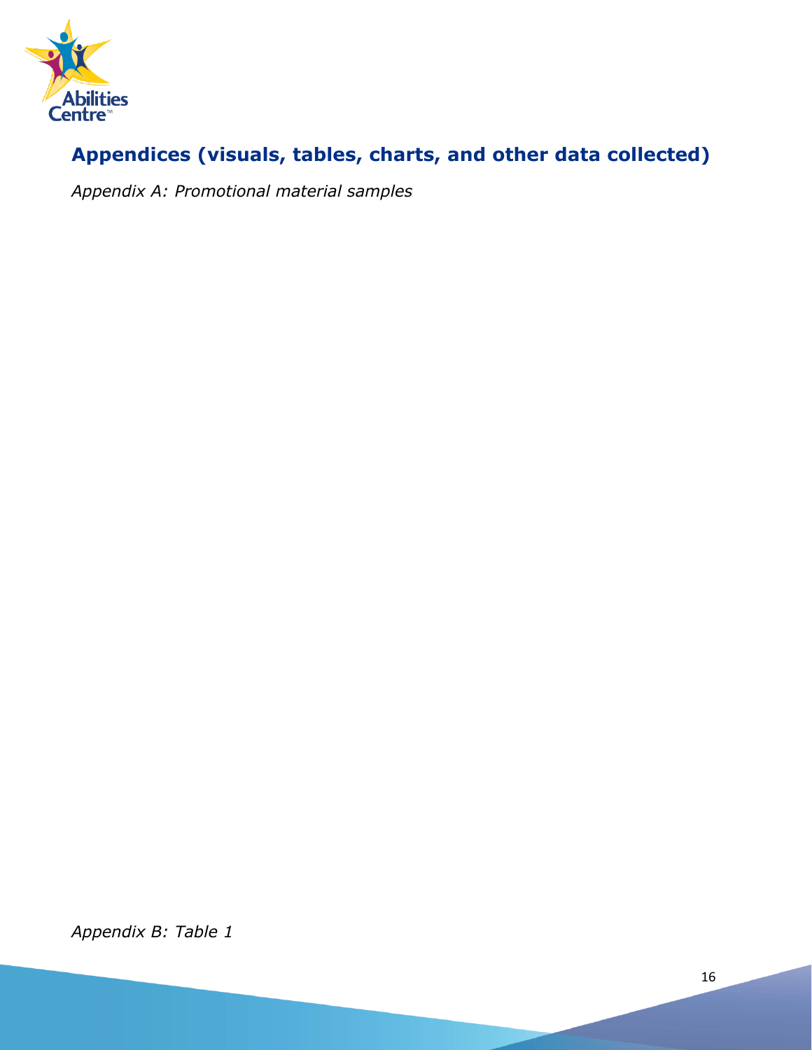## Appendices (visuals, tables, charts, and other data collected)

*Appendix A: Promotional material samples*

*Appendix B: Table 1*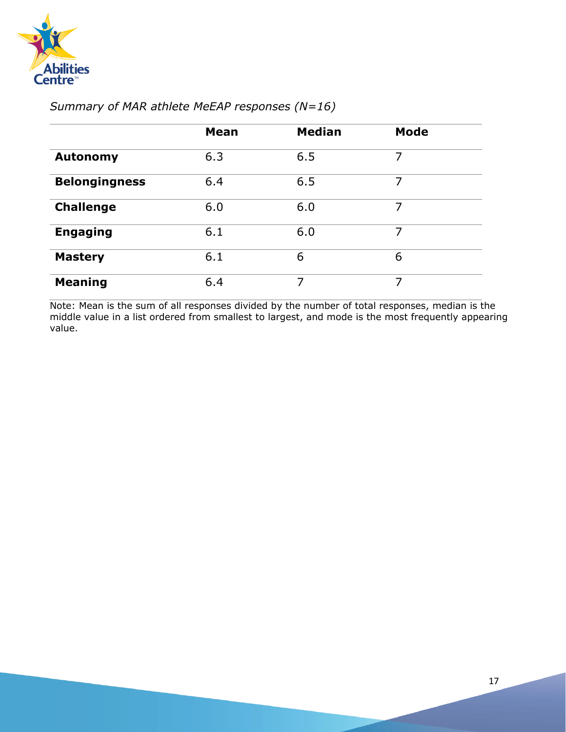*Summary of MAR athlete MeEAP responses (N=16)*

| | Mean | Median | Mode |
|---|---|---|---|
| **Autonomy** | 6.3 | 6.5 | 7 |
| **Belongingness** | 6.4 | 6.5 | 7 |
| **Challenge** | 6.0 | 6.0 | 7 |
| **Engaging** | 6.1 | 6.0 | 7 |
| **Mastery** | 6.1 | 6 | 6 |
| **Meaning** | 6.4 | 7 | 7 |

Note: Mean is the sum of all responses divided by the number of total responses, median is the middle value in a list ordered from smallest to largest, and mode is the most frequently appearing value.